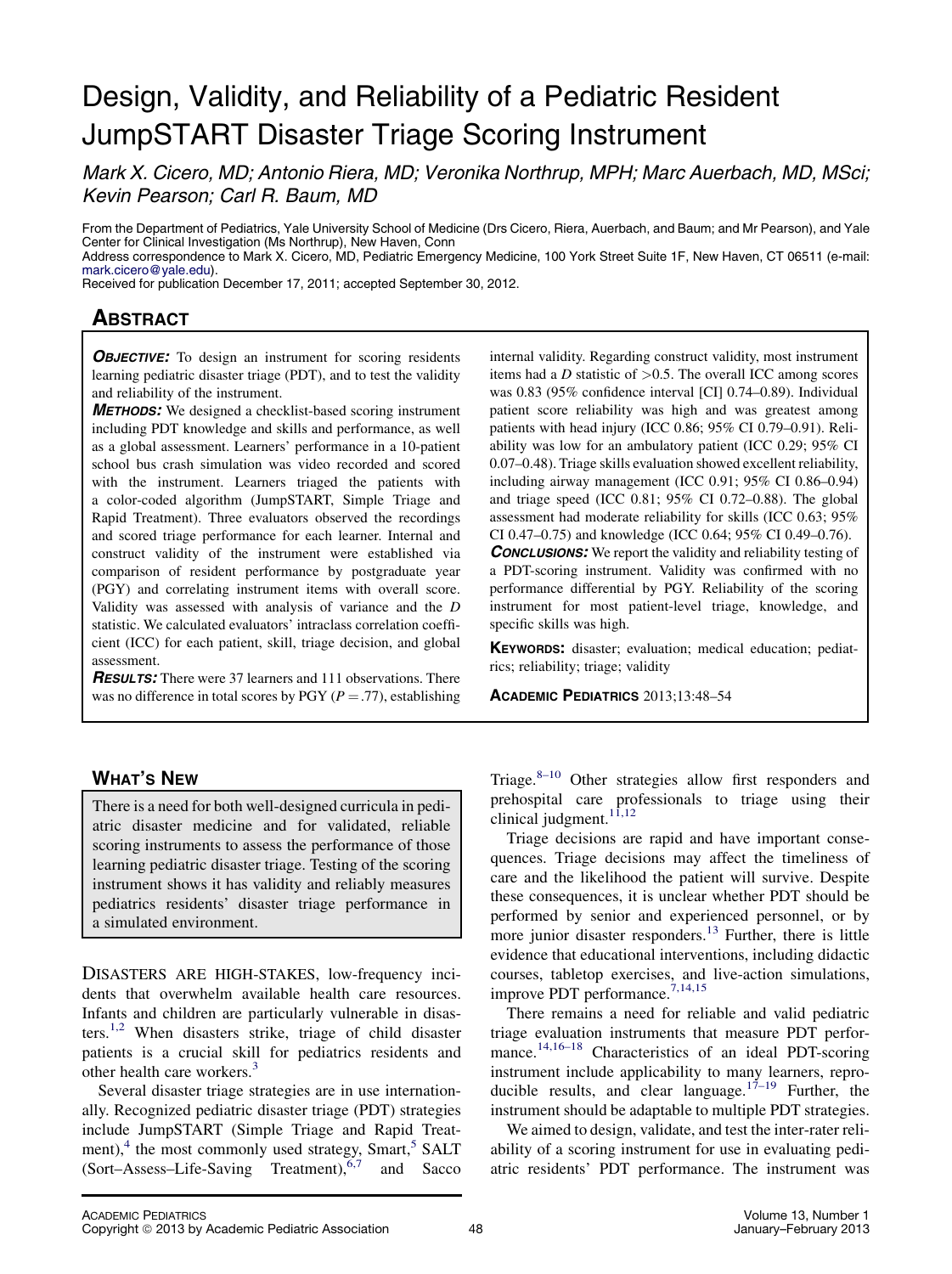# Design, Validity, and Reliability of a Pediatric Resident JumpSTART Disaster Triage Scoring Instrument

*Mark X. Cicero, MD; Antonio Riera, MD; Veronika Northrup, MPH; Marc Auerbach, MD, MSci; Kevin Pearson; Carl R. Baum, MD*

From the Department of Pediatrics, Yale University School of Medicine (Drs Cicero, Riera, Auerbach, and Baum; and Mr Pearson), and Yale Center for Clinical Investigation (Ms Northrup), New Haven, Conn

Address correspondence to Mark X. Cicero, MD, Pediatric Emergency Medicine, 100 York Street Suite 1F, New Haven, CT 06511 (e-mail: mark.cicero@yale.edu).

Received for publication December 17, 2011; accepted September 30, 2012.

## Abstract

***Objective:*** To design an instrument for scoring residents learning pediatric disaster triage (PDT), and to test the validity and reliability of the instrument.

***Methods:*** We designed a checklist-based scoring instrument including PDT knowledge and skills and performance, as well as a global assessment. Learners' performance in a 10-patient school bus crash simulation was video recorded and scored with the instrument. Learners triaged the patients with a color-coded algorithm (JumpSTART, Simple Triage and Rapid Treatment). Three evaluators observed the recordings and scored triage performance for each learner. Internal and construct validity of the instrument were established via comparison of resident performance by postgraduate year (PGY) and correlating instrument items with overall score. Validity was assessed with analysis of variance and the *D* statistic. We calculated evaluators' intraclass correlation coefficient (ICC) for each patient, skill, triage decision, and global assessment.

***Results:*** There were 37 learners and 111 observations. There was no difference in total scores by PGY ($P = .77$), establishing internal validity. Regarding construct validity, most instrument items had a *D* statistic of >0.5. The overall ICC among scores was 0.83 (95% confidence interval [CI] 0.74–0.89). Individual patient score reliability was high and was greatest among patients with head injury (ICC 0.86; 95% CI 0.79–0.91). Reliability was low for an ambulatory patient (ICC 0.29; 95% CI 0.07–0.48). Triage skills evaluation showed excellent reliability, including airway management (ICC 0.91; 95% CI 0.86–0.94) and triage speed (ICC 0.81; 95% CI 0.72–0.88). The global assessment had moderate reliability for skills (ICC 0.63; 95% CI 0.47–0.75) and knowledge (ICC 0.64; 95% CI 0.49–0.76).

***Conclusions:*** We report the validity and reliability testing of a PDT-scoring instrument. Validity was confirmed with no performance differential by PGY. Reliability of the scoring instrument for most patient-level triage, knowledge, and specific skills was high.

**Keywords:** disaster; evaluation; medical education; pediatrics; reliability; triage; validity

## What's New

There is a need for both well-designed curricula in pediatric disaster medicine and for validated, reliable scoring instruments to assess the performance of those learning pediatric disaster triage. Testing of the scoring instrument shows it has validity and reliably measures pediatrics residents' disaster triage performance in a simulated environment.

Disasters are high-stakes, low-frequency incidents that overwhelm available health care resources. Infants and children are particularly vulnerable in disasters.[1,2] When disasters strike, triage of child disaster patients is a crucial skill for pediatrics residents and other health care workers.[3]

Several disaster triage strategies are in use internationally. Recognized pediatric disaster triage (PDT) strategies include JumpSTART (Simple Triage and Rapid Treatment),[4] the most commonly used strategy, Smart,[5] SALT (Sort–Assess–Life-Saving Treatment),[6,7] and Sacco Triage.[8–10] Other strategies allow first responders and prehospital care professionals to triage using their clinical judgment.[11,12]

Triage decisions are rapid and have important consequences. Triage decisions may affect the timeliness of care and the likelihood the patient will survive. Despite these consequences, it is unclear whether PDT should be performed by senior and experienced personnel, or by more junior disaster responders.[13] Further, there is little evidence that educational interventions, including didactic courses, tabletop exercises, and live-action simulations, improve PDT performance.[7,14,15]

There remains a need for reliable and valid pediatric triage evaluation instruments that measure PDT performance.[14,16–18] Characteristics of an ideal PDT-scoring instrument include applicability to many learners, reproducible results, and clear language.[17–19] Further, the instrument should be adaptable to multiple PDT strategies.

We aimed to design, validate, and test the inter-rater reliability of a scoring instrument for use in evaluating pediatric residents' PDT performance. The instrument was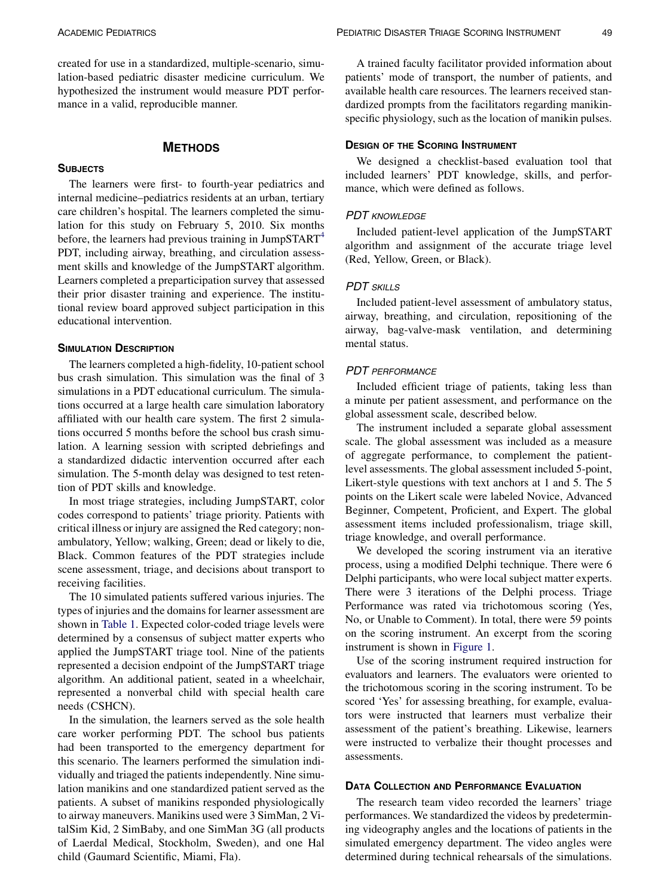created for use in a standardized, multiple-scenario, simulation-based pediatric disaster medicine curriculum. We hypothesized the instrument would measure PDT performance in a valid, reproducible manner.

## Methods

### Subjects

The learners were first- to fourth-year pediatrics and internal medicine–pediatrics residents at an urban, tertiary care children's hospital. The learners completed the simulation for this study on February 5, 2010. Six months before, the learners had previous training in JumpSTART[4] PDT, including airway, breathing, and circulation assessment skills and knowledge of the JumpSTART algorithm. Learners completed a preparticipation survey that assessed their prior disaster training and experience. The institutional review board approved subject participation in this educational intervention.

### Simulation Description

The learners completed a high-fidelity, 10-patient school bus crash simulation. This simulation was the final of 3 simulations in a PDT educational curriculum. The simulations occurred at a large health care simulation laboratory affiliated with our health care system. The first 2 simulations occurred 5 months before the school bus crash simulation. A learning session with scripted debriefings and a standardized didactic intervention occurred after each simulation. The 5-month delay was designed to test retention of PDT skills and knowledge.

In most triage strategies, including JumpSTART, color codes correspond to patients' triage priority. Patients with critical illness or injury are assigned the Red category; nonambulatory, Yellow; walking, Green; dead or likely to die, Black. Common features of the PDT strategies include scene assessment, triage, and decisions about transport to receiving facilities.

The 10 simulated patients suffered various injuries. The types of injuries and the domains for learner assessment are shown in Table 1. Expected color-coded triage levels were determined by a consensus of subject matter experts who applied the JumpSTART triage tool. Nine of the patients represented a decision endpoint of the JumpSTART triage algorithm. An additional patient, seated in a wheelchair, represented a nonverbal child with special health care needs (CSHCN).

In the simulation, the learners served as the sole health care worker performing PDT. The school bus patients had been transported to the emergency department for this scenario. The learners performed the simulation individually and triaged the patients independently. Nine simulation manikins and one standardized patient served as the patients. A subset of manikins responded physiologically to airway maneuvers. Manikins used were 3 SimMan, 2 VitalSim Kid, 2 SimBaby, and one SimMan 3G (all products of Laerdal Medical, Stockholm, Sweden), and one Hal child (Gaumard Scientific, Miami, Fla).

A trained faculty facilitator provided information about patients' mode of transport, the number of patients, and available health care resources. The learners received standardized prompts from the facilitators regarding manikin-specific physiology, such as the location of manikin pulses.

### Design of the Scoring Instrument

We designed a checklist-based evaluation tool that included learners' PDT knowledge, skills, and performance, which were defined as follows.

#### *PDT knowledge*

Included patient-level application of the JumpSTART algorithm and assignment of the accurate triage level (Red, Yellow, Green, or Black).

#### *PDT skills*

Included patient-level assessment of ambulatory status, airway, breathing, and circulation, repositioning of the airway, bag-valve-mask ventilation, and determining mental status.

#### *PDT performance*

Included efficient triage of patients, taking less than a minute per patient assessment, and performance on the global assessment scale, described below.

The instrument included a separate global assessment scale. The global assessment was included as a measure of aggregate performance, to complement the patient-level assessments. The global assessment included 5-point, Likert-style questions with text anchors at 1 and 5. The 5 points on the Likert scale were labeled Novice, Advanced Beginner, Competent, Proficient, and Expert. The global assessment items included professionalism, triage skill, triage knowledge, and overall performance.

We developed the scoring instrument via an iterative process, using a modified Delphi technique. There were 6 Delphi participants, who were local subject matter experts. There were 3 iterations of the Delphi process. Triage Performance was rated via trichotomous scoring (Yes, No, or Unable to Comment). In total, there were 59 points on the scoring instrument. An excerpt from the scoring instrument is shown in Figure 1.

Use of the scoring instrument required instruction for evaluators and learners. The evaluators were oriented to the trichotomous scoring in the scoring instrument. To be scored 'Yes' for assessing breathing, for example, evaluators were instructed that learners must verbalize their assessment of the patient's breathing. Likewise, learners were instructed to verbalize their thought processes and assessments.

### Data Collection and Performance Evaluation

The research team video recorded the learners' triage performances. We standardized the videos by predetermining videography angles and the locations of patients in the simulated emergency department. The video angles were determined during technical rehearsals of the simulations.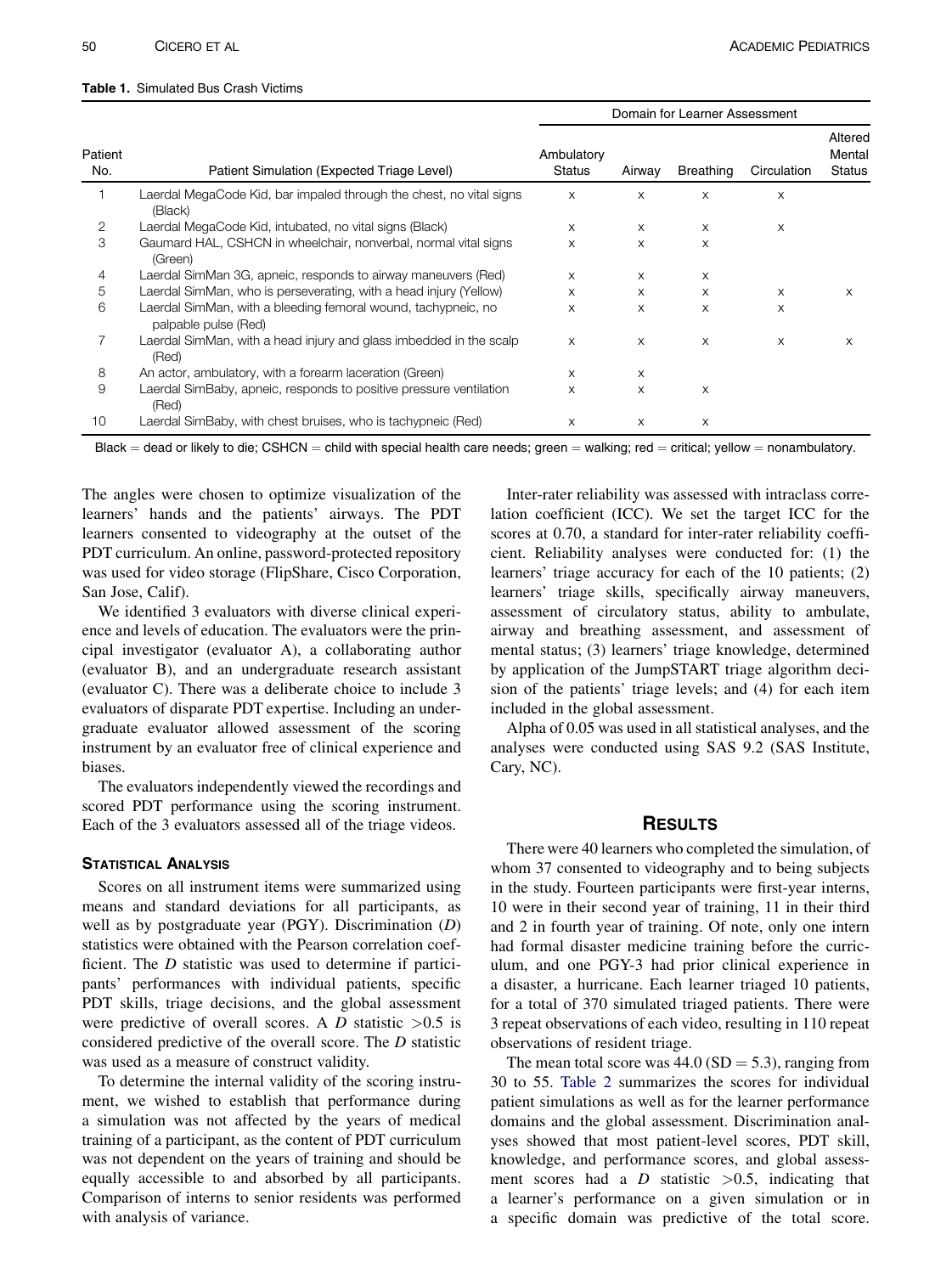**Table 1.** Simulated Bus Crash Victims

| Patient No. | Patient Simulation (Expected Triage Level) | Domain for Learner Assessment | | | | |
|---|---|---|---|---|---|---|
| | | Ambulatory Status | Airway | Breathing | Circulation | Altered Mental Status |
| 1 | Laerdal MegaCode Kid, bar impaled through the chest, no vital signs (Black) | x | x | x | x | |
| 2 | Laerdal MegaCode Kid, intubated, no vital signs (Black) | x | x | x | x | |
| 3 | Gaumard HAL, CSHCN in wheelchair, nonverbal, normal vital signs (Green) | x | x | x | | |
| 4 | Laerdal SimMan 3G, apneic, responds to airway maneuvers (Red) | x | x | x | | |
| 5 | Laerdal SimMan, who is perseverating, with a head injury (Yellow) | x | x | x | x | x |
| 6 | Laerdal SimMan, with a bleeding femoral wound, tachypneic, no palpable pulse (Red) | x | x | x | x | |
| 7 | Laerdal SimMan, with a head injury and glass imbedded in the scalp (Red) | x | x | x | x | x |
| 8 | An actor, ambulatory, with a forearm laceration (Green) | x | x | | | |
| 9 | Laerdal SimBaby, apneic, responds to positive pressure ventilation (Red) | x | x | x | | |
| 10 | Laerdal SimBaby, with chest bruises, who is tachypneic (Red) | x | x | x | | |

Black = dead or likely to die; CSHCN = child with special health care needs; green = walking; red = critical; yellow = nonambulatory.

The angles were chosen to optimize visualization of the learners' hands and the patients' airways. The PDT learners consented to videography at the outset of the PDT curriculum. An online, password-protected repository was used for video storage (FlipShare, Cisco Corporation, San Jose, Calif).

We identified 3 evaluators with diverse clinical experience and levels of education. The evaluators were the principal investigator (evaluator A), a collaborating author (evaluator B), and an undergraduate research assistant (evaluator C). There was a deliberate choice to include 3 evaluators of disparate PDT expertise. Including an undergraduate evaluator allowed assessment of the scoring instrument by an evaluator free of clinical experience and biases.

The evaluators independently viewed the recordings and scored PDT performance using the scoring instrument. Each of the 3 evaluators assessed all of the triage videos.

### Statistical Analysis

Scores on all instrument items were summarized using means and standard deviations for all participants, as well as by postgraduate year (PGY). Discrimination ($D$) statistics were obtained with the Pearson correlation coefficient. The $D$ statistic was used to determine if participants' performances with individual patients, specific PDT skills, triage decisions, and the global assessment were predictive of overall scores. A $D$ statistic $>0.5$ is considered predictive of the overall score. The $D$ statistic was used as a measure of construct validity.

To determine the internal validity of the scoring instrument, we wished to establish that performance during a simulation was not affected by the years of medical training of a participant, as the content of PDT curriculum was not dependent on the years of training and should be equally accessible to and absorbed by all participants. Comparison of interns to senior residents was performed with analysis of variance.

Inter-rater reliability was assessed with intraclass correlation coefficient (ICC). We set the target ICC for the scores at 0.70, a standard for inter-rater reliability coefficient. Reliability analyses were conducted for: (1) the learners' triage accuracy for each of the 10 patients; (2) learners' triage skills, specifically airway maneuvers, assessment of circulatory status, ability to ambulate, airway and breathing assessment, and assessment of mental status; (3) learners' triage knowledge, determined by application of the JumpSTART triage algorithm decision of the patients' triage levels; and (4) for each item included in the global assessment.

Alpha of 0.05 was used in all statistical analyses, and the analyses were conducted using SAS 9.2 (SAS Institute, Cary, NC).

## Results

There were 40 learners who completed the simulation, of whom 37 consented to videography and to being subjects in the study. Fourteen participants were first-year interns, 10 were in their second year of training, 11 in their third and 2 in fourth year of training. Of note, only one intern had formal disaster medicine training before the curriculum, and one PGY-3 had prior clinical experience in a disaster, a hurricane. Each learner triaged 10 patients, for a total of 370 simulated triaged patients. There were 3 repeat observations of each video, resulting in 110 repeat observations of resident triage.

The mean total score was 44.0 (SD = 5.3), ranging from 30 to 55. Table 2 summarizes the scores for individual patient simulations as well as for the learner performance domains and the global assessment. Discrimination analyses showed that most patient-level scores, PDT skill, knowledge, and performance scores, and global assessment scores had a $D$ statistic $>0.5$, indicating that a learner's performance on a given simulation or in a specific domain was predictive of the total score.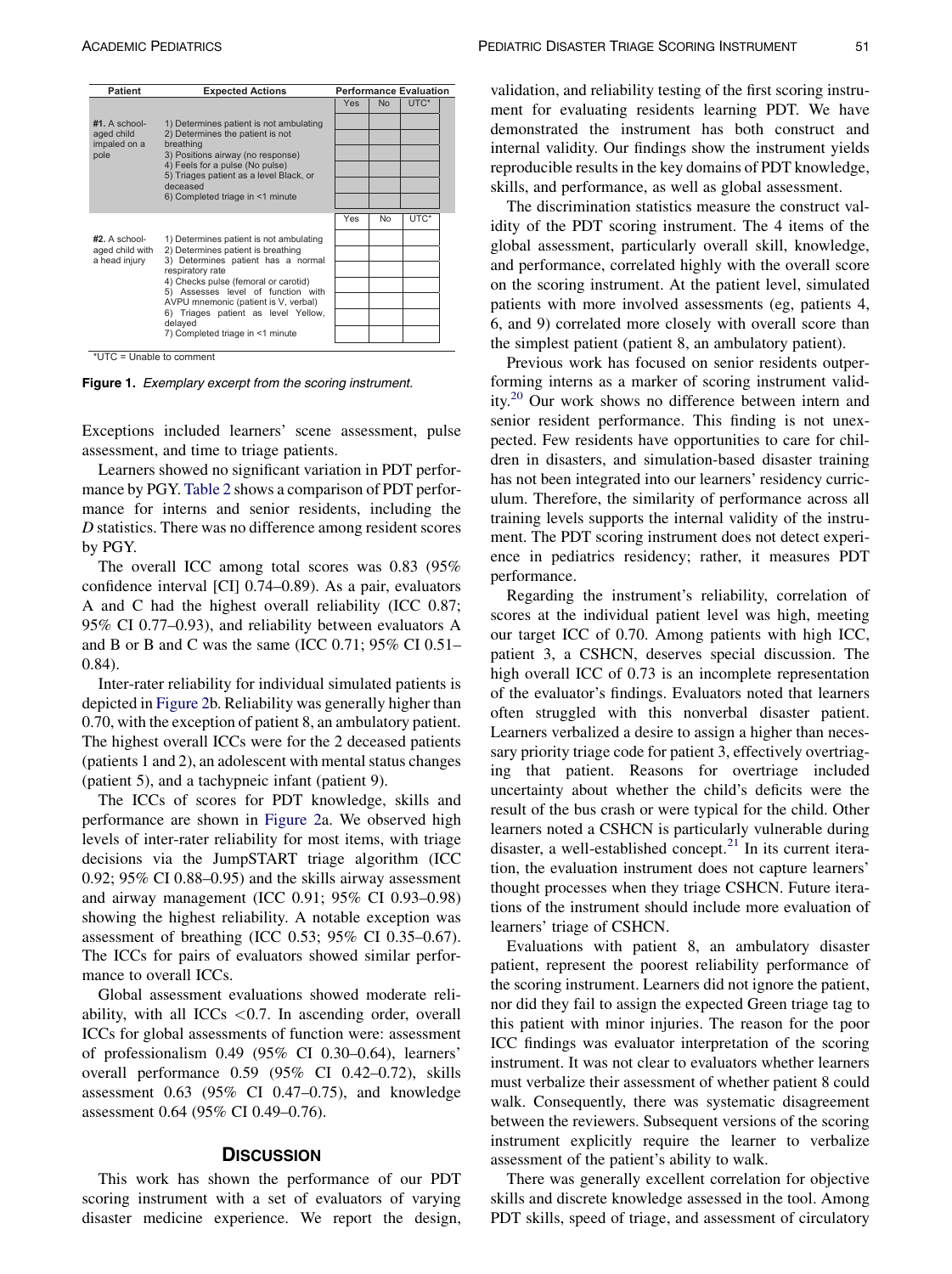| Patient | Expected Actions | Performance Evaluation | | |
|---|---|---|---|---|
| | | Yes | No | UTC* |
| **#1.** A school-aged child impaled on a pole | 1) Determines patient is not ambulating | | | |
| | 2) Determines the patient is not breathing | | | |
| | 3) Positions airway (no response) | | | |
| | 4) Feels for a pulse (No pulse) | | | |
| | 5) Triages patient as a level Black, or deceased | | | |
| | 6) Completed triage in <1 minute | | | |
| | | Yes | No | UTC* |
| **#2.** A school-aged child with a head injury | 1) Determines patient is not ambulating | | | |
| | 2) Determines patient is breathing | | | |
| | 3) Determines patient has a normal respiratory rate | | | |
| | 4) Checks pulse (femoral or carotid) | | | |
| | 5) Assesses level of function with AVPU mnemonic (patient is V, verbal) | | | |
| | 6) Triages patient as level Yellow, delayed | | | |
| | 7) Completed triage in <1 minute | | | |

*UTC = Unable to comment

**Figure 1.** *Exemplary excerpt from the scoring instrument.*

Exceptions included learners' scene assessment, pulse assessment, and time to triage patients.

Learners showed no significant variation in PDT performance by PGY. Table 2 shows a comparison of PDT performance for interns and senior residents, including the *D* statistics. There was no difference among resident scores by PGY.

The overall ICC among total scores was 0.83 (95% confidence interval [CI] 0.74–0.89). As a pair, evaluators A and C had the highest overall reliability (ICC 0.87; 95% CI 0.77–0.93), and reliability between evaluators A and B or B and C was the same (ICC 0.71; 95% CI 0.51–0.84).

Inter-rater reliability for individual simulated patients is depicted in Figure 2b. Reliability was generally higher than 0.70, with the exception of patient 8, an ambulatory patient. The highest overall ICCs were for the 2 deceased patients (patients 1 and 2), an adolescent with mental status changes (patient 5), and a tachypneic infant (patient 9).

The ICCs of scores for PDT knowledge, skills and performance are shown in Figure 2a. We observed high levels of inter-rater reliability for most items, with triage decisions via the JumpSTART triage algorithm (ICC 0.92; 95% CI 0.88–0.95) and the skills airway assessment and airway management (ICC 0.91; 95% CI 0.93–0.98) showing the highest reliability. A notable exception was assessment of breathing (ICC 0.53; 95% CI 0.35–0.67). The ICCs for pairs of evaluators showed similar performance to overall ICCs.

Global assessment evaluations showed moderate reliability, with all ICCs <0.7. In ascending order, overall ICCs for global assessments of function were: assessment of professionalism 0.49 (95% CI 0.30–0.64), learners' overall performance 0.59 (95% CI 0.42–0.72), skills assessment 0.63 (95% CI 0.47–0.75), and knowledge assessment 0.64 (95% CI 0.49–0.76).

## Discussion

This work has shown the performance of our PDT scoring instrument with a set of evaluators of varying disaster medicine experience. We report the design, validation, and reliability testing of the first scoring instrument for evaluating residents learning PDT. We have demonstrated the instrument has both construct and internal validity. Our findings show the instrument yields reproducible results in the key domains of PDT knowledge, skills, and performance, as well as global assessment.

The discrimination statistics measure the construct validity of the PDT scoring instrument. The 4 items of the global assessment, particularly overall skill, knowledge, and performance, correlated highly with the overall score on the scoring instrument. At the patient level, simulated patients with more involved assessments (eg, patients 4, 6, and 9) correlated more closely with overall score than the simplest patient (patient 8, an ambulatory patient).

Previous work has focused on senior residents outperforming interns as a marker of scoring instrument validity.[20] Our work shows no difference between intern and senior resident performance. This finding is not unexpected. Few residents have opportunities to care for children in disasters, and simulation-based disaster training has not been integrated into our learners' residency curriculum. Therefore, the similarity of performance across all training levels supports the internal validity of the instrument. The PDT scoring instrument does not detect experience in pediatrics residency; rather, it measures PDT performance.

Regarding the instrument's reliability, correlation of scores at the individual patient level was high, meeting our target ICC of 0.70. Among patients with high ICC, patient 3, a CSHCN, deserves special discussion. The high overall ICC of 0.73 is an incomplete representation of the evaluator's findings. Evaluators noted that learners often struggled with this nonverbal disaster patient. Learners verbalized a desire to assign a higher than necessary priority triage code for patient 3, effectively overtriaging that patient. Reasons for overtriage included uncertainty about whether the child's deficits were the result of the bus crash or were typical for the child. Other learners noted a CSHCN is particularly vulnerable during disaster, a well-established concept.[21] In its current iteration, the evaluation instrument does not capture learners' thought processes when they triage CSHCN. Future iterations of the instrument should include more evaluation of learners' triage of CSHCN.

Evaluations with patient 8, an ambulatory disaster patient, represent the poorest reliability performance of the scoring instrument. Learners did not ignore the patient, nor did they fail to assign the expected Green triage tag to this patient with minor injuries. The reason for the poor ICC findings was evaluator interpretation of the scoring instrument. It was not clear to evaluators whether learners must verbalize their assessment of whether patient 8 could walk. Consequently, there was systematic disagreement between the reviewers. Subsequent versions of the scoring instrument explicitly require the learner to verbalize assessment of the patient's ability to walk.

There was generally excellent correlation for objective skills and discrete knowledge assessed in the tool. Among PDT skills, speed of triage, and assessment of circulatory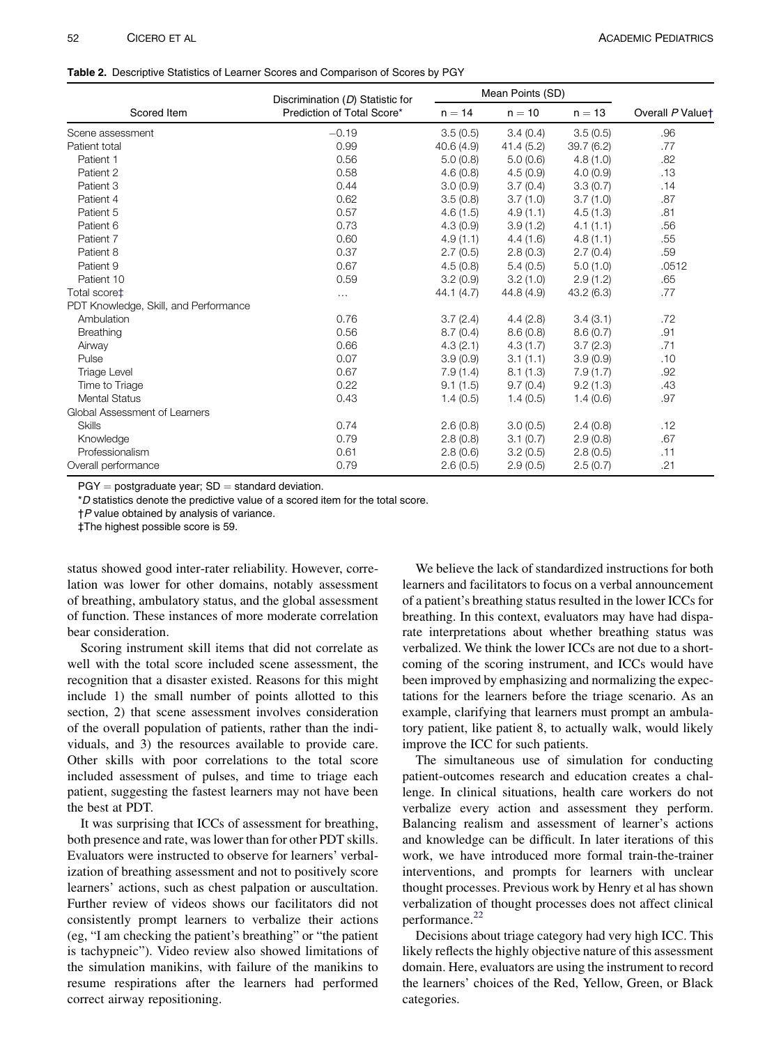**Table 2.** Descriptive Statistics of Learner Scores and Comparison of Scores by PGY

| Scored Item | Discrimination (*D*) Statistic for Prediction of Total Score* | Mean Points (SD) | | | Overall *P* Value† |
|---|---|---|---|---|---|
| | | n = 14 | n = 10 | n = 13 | |
| Scene assessment | −0.19 | 3.5 (0.5) | 3.4 (0.4) | 3.5 (0.5) | .96 |
| Patient total | 0.99 | 40.6 (4.9) | 41.4 (5.2) | 39.7 (6.2) | .77 |
| Patient 1 | 0.56 | 5.0 (0.8) | 5.0 (0.6) | 4.8 (1.0) | .82 |
| Patient 2 | 0.58 | 4.6 (0.8) | 4.5 (0.9) | 4.0 (0.9) | .13 |
| Patient 3 | 0.44 | 3.0 (0.9) | 3.7 (0.4) | 3.3 (0.7) | .14 |
| Patient 4 | 0.62 | 3.5 (0.8) | 3.7 (1.0) | 3.7 (1.0) | .87 |
| Patient 5 | 0.57 | 4.6 (1.5) | 4.9 (1.1) | 4.5 (1.3) | .81 |
| Patient 6 | 0.73 | 4.3 (0.9) | 3.9 (1.2) | 4.1 (1.1) | .56 |
| Patient 7 | 0.60 | 4.9 (1.1) | 4.4 (1.6) | 4.8 (1.1) | .55 |
| Patient 8 | 0.37 | 2.7 (0.5) | 2.8 (0.3) | 2.7 (0.4) | .59 |
| Patient 9 | 0.67 | 4.5 (0.8) | 5.4 (0.5) | 5.0 (1.0) | .0512 |
| Patient 10 | 0.59 | 3.2 (0.9) | 3.2 (1.0) | 2.9 (1.2) | .65 |
| Total score‡ | ... | 44.1 (4.7) | 44.8 (4.9) | 43.2 (6.3) | .77 |
| PDT Knowledge, Skill, and Performance | | | | | |
| Ambulation | 0.76 | 3.7 (2.4) | 4.4 (2.8) | 3.4 (3.1) | .72 |
| Breathing | 0.56 | 8.7 (0.4) | 8.6 (0.8) | 8.6 (0.7) | .91 |
| Airway | 0.66 | 4.3 (2.1) | 4.3 (1.7) | 3.7 (2.3) | .71 |
| Pulse | 0.07 | 3.9 (0.9) | 3.1 (1.1) | 3.9 (0.9) | .10 |
| Triage Level | 0.67 | 7.9 (1.4) | 8.1 (1.3) | 7.9 (1.7) | .92 |
| Time to Triage | 0.22 | 9.1 (1.5) | 9.7 (0.4) | 9.2 (1.3) | .43 |
| Mental Status | 0.43 | 1.4 (0.5) | 1.4 (0.5) | 1.4 (0.6) | .97 |
| Global Assessment of Learners | | | | | |
| Skills | 0.74 | 2.6 (0.8) | 3.0 (0.5) | 2.4 (0.8) | .12 |
| Knowledge | 0.79 | 2.8 (0.8) | 3.1 (0.7) | 2.9 (0.8) | .67 |
| Professionalism | 0.61 | 2.8 (0.6) | 3.2 (0.5) | 2.8 (0.5) | .11 |
| Overall performance | 0.79 | 2.6 (0.5) | 2.9 (0.5) | 2.5 (0.7) | .21 |

PGY = postgraduate year; SD = standard deviation.

**D* statistics denote the predictive value of a scored item for the total score.

†*P* value obtained by analysis of variance.

‡The highest possible score is 59.

status showed good inter-rater reliability. However, correlation was lower for other domains, notably assessment of breathing, ambulatory status, and the global assessment of function. These instances of more moderate correlation bear consideration.

Scoring instrument skill items that did not correlate as well with the total score included scene assessment, the recognition that a disaster existed. Reasons for this might include 1) the small number of points allotted to this section, 2) that scene assessment involves consideration of the overall population of patients, rather than the individuals, and 3) the resources available to provide care. Other skills with poor correlations to the total score included assessment of pulses, and time to triage each patient, suggesting the fastest learners may not have been the best at PDT.

It was surprising that ICCs of assessment for breathing, both presence and rate, was lower than for other PDT skills. Evaluators were instructed to observe for learners' verbalization of breathing assessment and not to positively score learners' actions, such as chest palpation or auscultation. Further review of videos shows our facilitators did not consistently prompt learners to verbalize their actions (eg, "I am checking the patient's breathing" or "the patient is tachypneic"). Video review also showed limitations of the simulation manikins, with failure of the manikins to resume respirations after the learners had performed correct airway repositioning.

We believe the lack of standardized instructions for both learners and facilitators to focus on a verbal announcement of a patient's breathing status resulted in the lower ICCs for breathing. In this context, evaluators may have had disparate interpretations about whether breathing status was verbalized. We think the lower ICCs are not due to a shortcoming of the scoring instrument, and ICCs would have been improved by emphasizing and normalizing the expectations for the learners before the triage scenario. As an example, clarifying that learners must prompt an ambulatory patient, like patient 8, to actually walk, would likely improve the ICC for such patients.

The simultaneous use of simulation for conducting patient-outcomes research and education creates a challenge. In clinical situations, health care workers do not verbalize every action and assessment they perform. Balancing realism and assessment of learner's actions and knowledge can be difficult. In later iterations of this work, we have introduced more formal train-the-trainer interventions, and prompts for learners with unclear thought processes. Previous work by Henry et al has shown verbalization of thought processes does not affect clinical performance.[22]

Decisions about triage category had very high ICC. This likely reflects the highly objective nature of this assessment domain. Here, evaluators are using the instrument to record the learners' choices of the Red, Yellow, Green, or Black categories.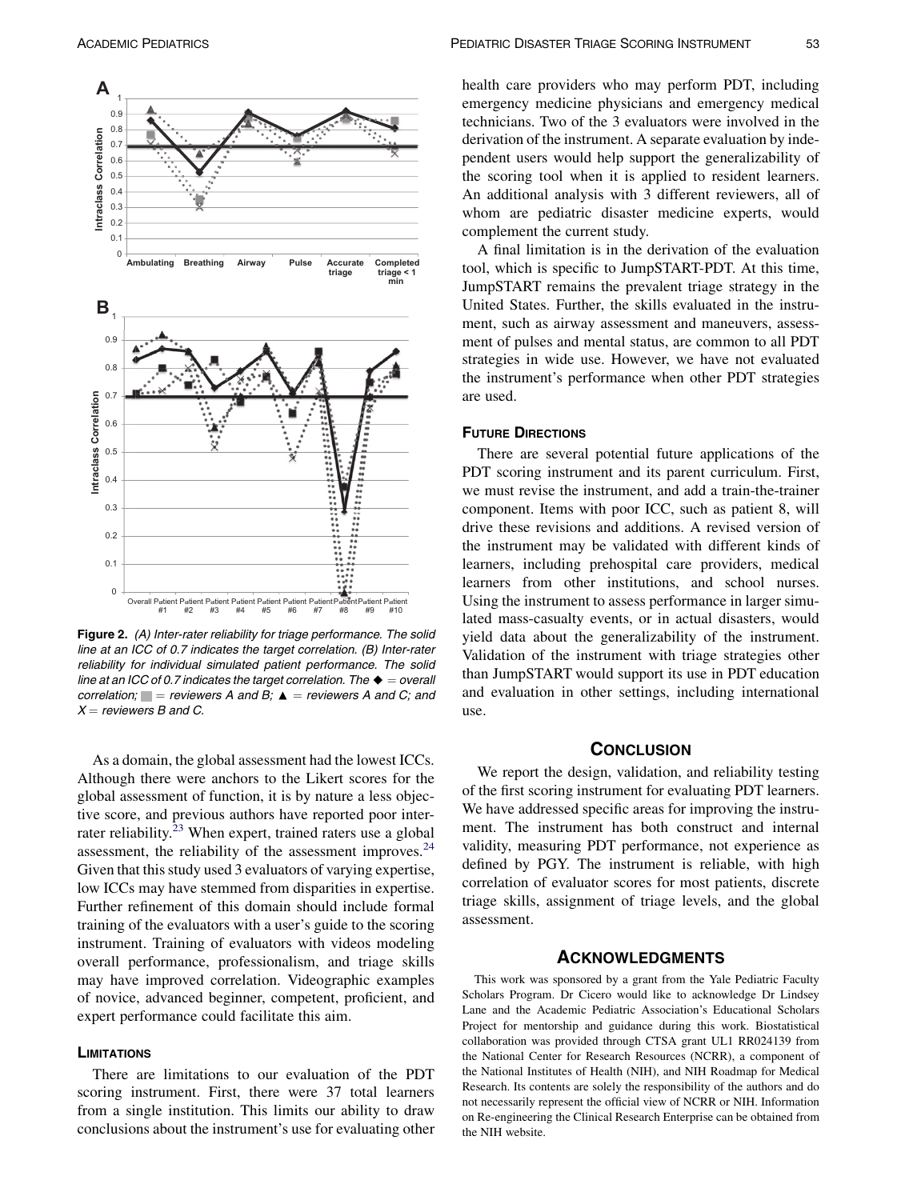A

1
0.9
0.8
0.7
0.6
0.5
0.4
0.3
0.2
0.1
0

Intraclass Correlation

Ambulating Breathing Airway Pulse Accurate triage Completed triage < 1 min

B

1
0.9
0.8
0.7
0.6
0.5
0.4
0.3
0.2
0.1
0

Intraclass Correlation

Overall Patient #1 Patient #2 Patient #3 Patient #4 Patient #5 Patient #6 Patient #7 Patient #8 Patient #9 Patient #10

**Figure 2.** *(A) Inter-rater reliability for triage performance. The solid line at an ICC of 0.7 indicates the target correlation. (B) Inter-rater reliability for individual simulated patient performance. The solid line at an ICC of 0.7 indicates the target correlation. The ◆ = overall correlation; ■ = reviewers A and B; ▲ = reviewers A and C; and X = reviewers B and C.*

As a domain, the global assessment had the lowest ICCs. Although there were anchors to the Likert scores for the global assessment of function, it is by nature a less objective score, and previous authors have reported poor inter-rater reliability.[23] When expert, trained raters use a global assessment, the reliability of the assessment improves.[24] Given that this study used 3 evaluators of varying expertise, low ICCs may have stemmed from disparities in expertise. Further refinement of this domain should include formal training of the evaluators with a user's guide to the scoring instrument. Training of evaluators with videos modeling overall performance, professionalism, and triage skills may have improved correlation. Videographic examples of novice, advanced beginner, competent, proficient, and expert performance could facilitate this aim.

## Limitations

There are limitations to our evaluation of the PDT scoring instrument. First, there were 37 total learners from a single institution. This limits our ability to draw conclusions about the instrument's use for evaluating other health care providers who may perform PDT, including emergency medicine physicians and emergency medical technicians. Two of the 3 evaluators were involved in the derivation of the instrument. A separate evaluation by independent users would help support the generalizability of the scoring tool when it is applied to resident learners. An additional analysis with 3 different reviewers, all of whom are pediatric disaster medicine experts, would complement the current study.

A final limitation is in the derivation of the evaluation tool, which is specific to JumpSTART-PDT. At this time, JumpSTART remains the prevalent triage strategy in the United States. Further, the skills evaluated in the instrument, such as airway assessment and maneuvers, assessment of pulses and mental status, are common to all PDT strategies in wide use. However, we have not evaluated the instrument's performance when other PDT strategies are used.

## Future Directions

There are several potential future applications of the PDT scoring instrument and its parent curriculum. First, we must revise the instrument, and add a train-the-trainer component. Items with poor ICC, such as patient 8, will drive these revisions and additions. A revised version of the instrument may be validated with different kinds of learners, including prehospital care providers, medical learners from other institutions, and school nurses. Using the instrument to assess performance in larger simulated mass-casualty events, or in actual disasters, would yield data about the generalizability of the instrument. Validation of the instrument with triage strategies other than JumpSTART would support its use in PDT education and evaluation in other settings, including international use.

## Conclusion

We report the design, validation, and reliability testing of the first scoring instrument for evaluating PDT learners. We have addressed specific areas for improving the instrument. The instrument has both construct and internal validity, measuring PDT performance, not experience as defined by PGY. The instrument is reliable, with high correlation of evaluator scores for most patients, discrete triage skills, assignment of triage levels, and the global assessment.

## Acknowledgments

This work was sponsored by a grant from the Yale Pediatric Faculty Scholars Program. Dr Cicero would like to acknowledge Dr Lindsey Lane and the Academic Pediatric Association's Educational Scholars Project for mentorship and guidance during this work. Biostatistical collaboration was provided through CTSA grant UL1 RR024139 from the National Center for Research Resources (NCRR), a component of the National Institutes of Health (NIH), and NIH Roadmap for Medical Research. Its contents are solely the responsibility of the authors and do not necessarily represent the official view of NCRR or NIH. Information on Re-engineering the Clinical Research Enterprise can be obtained from the NIH website.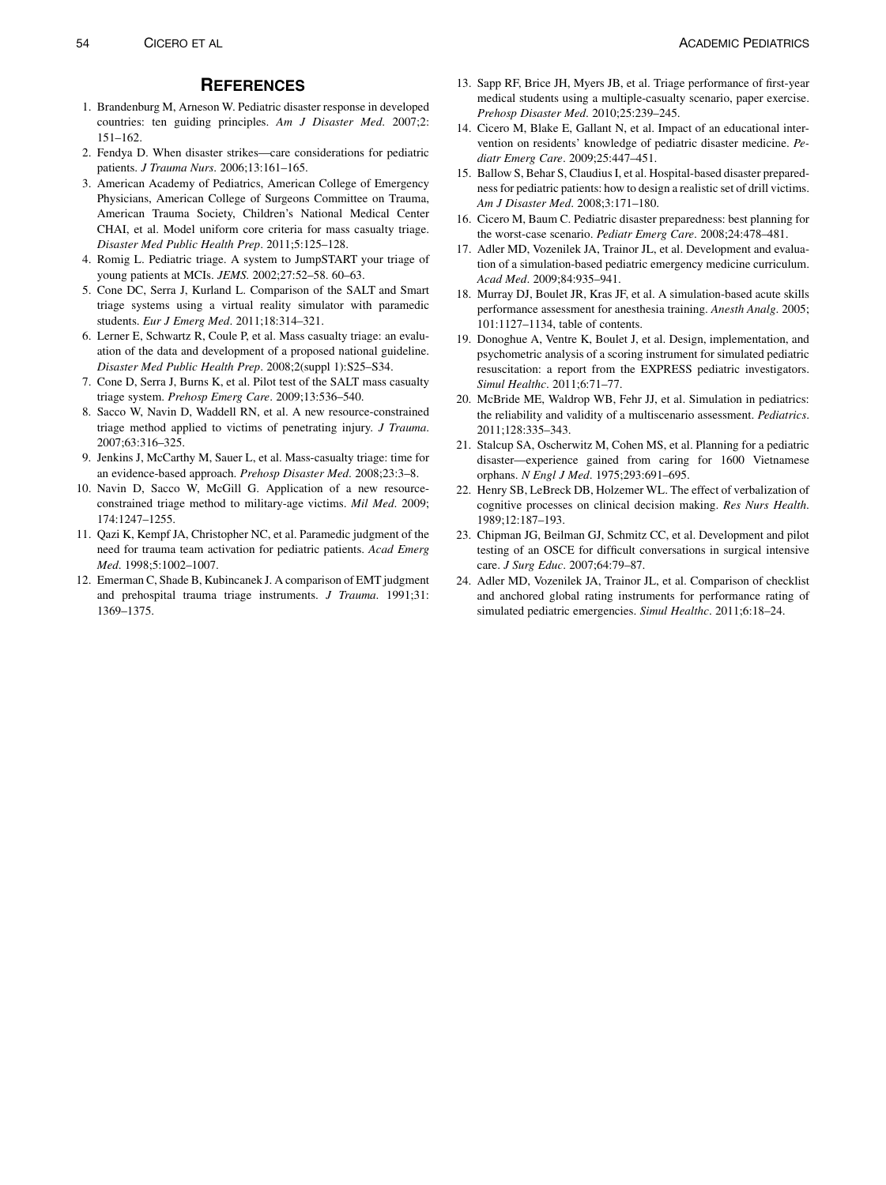## REFERENCES

1. Brandenburg M, Arneson W. Pediatric disaster response in developed countries: ten guiding principles. *Am J Disaster Med*. 2007;2: 151–162.
2. Fendya D. When disaster strikes—care considerations for pediatric patients. *J Trauma Nurs*. 2006;13:161–165.
3. American Academy of Pediatrics, American College of Emergency Physicians, American College of Surgeons Committee on Trauma, American Trauma Society, Children's National Medical Center CHAI, et al. Model uniform core criteria for mass casualty triage. *Disaster Med Public Health Prep*. 2011;5:125–128.
4. Romig L. Pediatric triage. A system to JumpSTART your triage of young patients at MCIs. *JEMS*. 2002;27:52–58. 60–63.
5. Cone DC, Serra J, Kurland L. Comparison of the SALT and Smart triage systems using a virtual reality simulator with paramedic students. *Eur J Emerg Med*. 2011;18:314–321.
6. Lerner E, Schwartz R, Coule P, et al. Mass casualty triage: an evaluation of the data and development of a proposed national guideline. *Disaster Med Public Health Prep*. 2008;2(suppl 1):S25–S34.
7. Cone D, Serra J, Burns K, et al. Pilot test of the SALT mass casualty triage system. *Prehosp Emerg Care*. 2009;13:536–540.
8. Sacco W, Navin D, Waddell RN, et al. A new resource-constrained triage method applied to victims of penetrating injury. *J Trauma*. 2007;63:316–325.
9. Jenkins J, McCarthy M, Sauer L, et al. Mass-casualty triage: time for an evidence-based approach. *Prehosp Disaster Med*. 2008;23:3–8.
10. Navin D, Sacco W, McGill G. Application of a new resource-constrained triage method to military-age victims. *Mil Med*. 2009; 174:1247–1255.
11. Qazi K, Kempf JA, Christopher NC, et al. Paramedic judgment of the need for trauma team activation for pediatric patients. *Acad Emerg Med*. 1998;5:1002–1007.
12. Emerman C, Shade B, Kubincanek J. A comparison of EMT judgment and prehospital trauma triage instruments. *J Trauma*. 1991;31: 1369–1375.
13. Sapp RF, Brice JH, Myers JB, et al. Triage performance of first-year medical students using a multiple-casualty scenario, paper exercise. *Prehosp Disaster Med*. 2010;25:239–245.
14. Cicero M, Blake E, Gallant N, et al. Impact of an educational intervention on residents' knowledge of pediatric disaster medicine. *Pediatr Emerg Care*. 2009;25:447–451.
15. Ballow S, Behar S, Claudius I, et al. Hospital-based disaster preparedness for pediatric patients: how to design a realistic set of drill victims. *Am J Disaster Med*. 2008;3:171–180.
16. Cicero M, Baum C. Pediatric disaster preparedness: best planning for the worst-case scenario. *Pediatr Emerg Care*. 2008;24:478–481.
17. Adler MD, Vozenilek JA, Trainor JL, et al. Development and evaluation of a simulation-based pediatric emergency medicine curriculum. *Acad Med*. 2009;84:935–941.
18. Murray DJ, Boulet JR, Kras JF, et al. A simulation-based acute skills performance assessment for anesthesia training. *Anesth Analg*. 2005; 101:1127–1134, table of contents.
19. Donoghue A, Ventre K, Boulet J, et al. Design, implementation, and psychometric analysis of a scoring instrument for simulated pediatric resuscitation: a report from the EXPRESS pediatric investigators. *Simul Healthc*. 2011;6:71–77.
20. McBride ME, Waldrop WB, Fehr JJ, et al. Simulation in pediatrics: the reliability and validity of a multiscenario assessment. *Pediatrics*. 2011;128:335–343.
21. Stalcup SA, Oscherwitz M, Cohen MS, et al. Planning for a pediatric disaster—experience gained from caring for 1600 Vietnamese orphans. *N Engl J Med*. 1975;293:691–695.
22. Henry SB, LeBreck DB, Holzemer WL. The effect of verbalization of cognitive processes on clinical decision making. *Res Nurs Health*. 1989;12:187–193.
23. Chipman JG, Beilman GJ, Schmitz CC, et al. Development and pilot testing of an OSCE for difficult conversations in surgical intensive care. *J Surg Educ*. 2007;64:79–87.
24. Adler MD, Vozenilek JA, Trainor JL, et al. Comparison of checklist and anchored global rating instruments for performance rating of simulated pediatric emergencies. *Simul Healthc*. 2011;6:18–24.